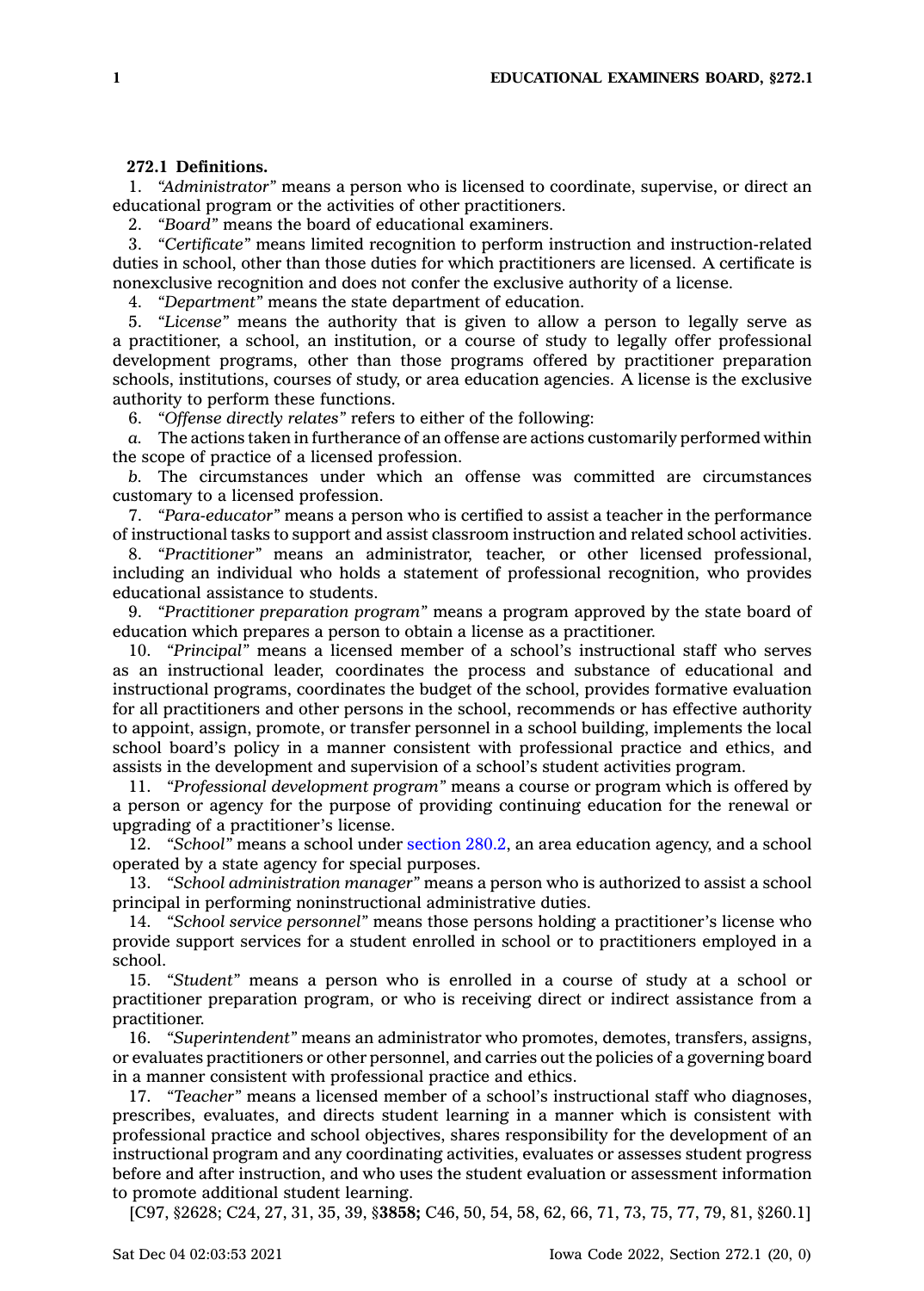**272.1 Definitions.**

1. *"Administrator"* means a person who is licensed to coordinate, supervise, or direct an educational program or the activities of other practitioners.

2. *"Board"* means the board of educational examiners.

3. *"Certificate"* means limited recognition to perform instruction and instruction-related duties in school, other than those duties for which practitioners are licensed. A certificate is nonexclusive recognition and does not confer the exclusive authority of a license.

4. *"Department"* means the state department of education.

5. *"License"* means the authority that is given to allow a person to legally serve as a practitioner, a school, an institution, or a course of study to legally offer professional development programs, other than those programs offered by practitioner preparation schools, institutions, courses of study, or area education agencies. A license is the exclusive authority to perform these functions.

6. *"Offense directly relates"* refers to either of the following:

*a.* The actions taken in furtherance of an offense are actions customarily performed within the scope of practice of a licensed profession.

*b.* The circumstances under which an offense was committed are circumstances customary to a licensed profession.

7. *"Para-educator"* means a person who is certified to assist a teacher in the performance of instructional tasks to support and assist classroom instruction and related school activities.

8. *"Practitioner"* means an administrator, teacher, or other licensed professional, including an individual who holds a statement of professional recognition, who provides educational assistance to students.

9. *"Practitioner preparation program"* means a program approved by the state board of education which prepares a person to obtain a license as a practitioner.

10. *"Principal"* means a licensed member of a school's instructional staff who serves as an instructional leader, coordinates the process and substance of educational and instructional programs, coordinates the budget of the school, provides formative evaluation for all practitioners and other persons in the school, recommends or has effective authority to appoint, assign, promote, or transfer personnel in a school building, implements the local school board's policy in a manner consistent with professional practice and ethics, and assists in the development and supervision of a school's student activities program.

11. *"Professional development program"* means a course or program which is offered by a person or agency for the purpose of providing continuing education for the renewal or upgrading of a practitioner's license.

12. *"School"* means a school under section 280.2, an area education agency, and a school operated by a state agency for special purposes.

13. *"School administration manager"* means a person who is authorized to assist a school principal in performing noninstructional administrative duties.

14. *"School service personnel"* means those persons holding a practitioner's license who provide support services for a student enrolled in school or to practitioners employed in a school.

15. *"Student"* means a person who is enrolled in a course of study at a school or practitioner preparation program, or who is receiving direct or indirect assistance from a practitioner.

16. *"Superintendent"* means an administrator who promotes, demotes, transfers, assigns, or evaluates practitioners or other personnel, and carries out the policies of a governing board in a manner consistent with professional practice and ethics.

17. *"Teacher"* means a licensed member of a school's instructional staff who diagnoses, prescribes, evaluates, and directs student learning in a manner which is consistent with professional practice and school objectives, shares responsibility for the development of an instructional program and any coordinating activities, evaluates or assesses student progress before and after instruction, and who uses the student evaluation or assessment information to promote additional student learning.

[C97, §2628; C24, 27, 31, 35, 39, §**3858;** C46, 50, 54, 58, 62, 66, 71, 73, 75, 77, 79, 81, §260.1]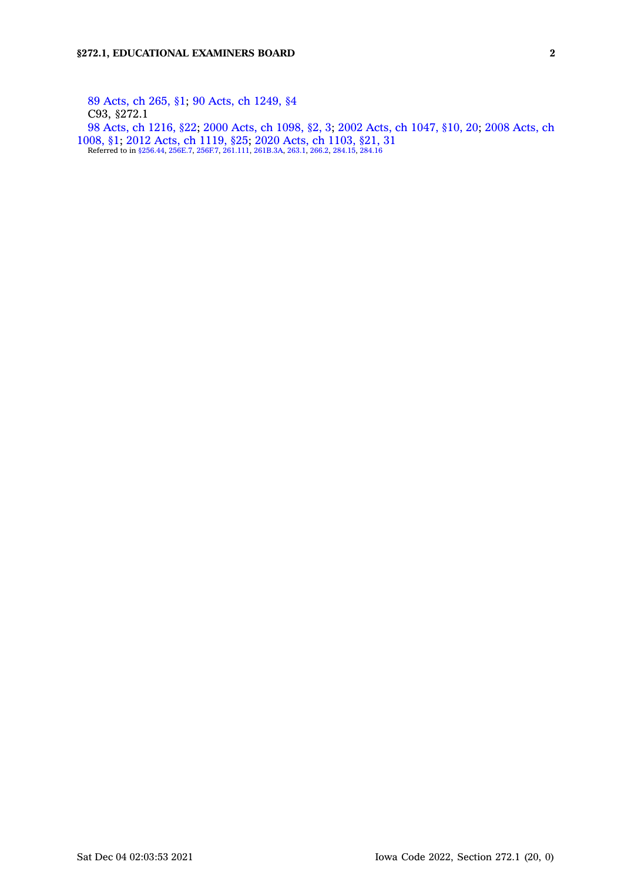89 Acts, ch 265, §1; 90 Acts, ch 1249, §4
C93, §272.1
98 Acts, ch 1216, §22; 2000 Acts, ch 1098, §2, 3; 2002 Acts, ch 1047, §10, 20; 2008 Acts, ch 1008, §1; 2012 Acts, ch 1119, §25; 2020 Acts, ch 1103, §21, 31

Referred to in §256.44, 256E.7, 256F.7, 261.111, 261B.3A, 263.1, 266.2, 284.15, 284.16